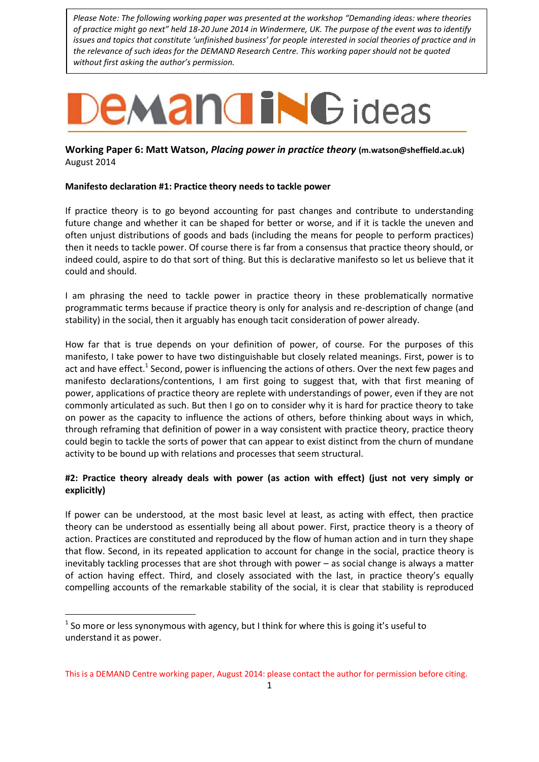*Please Note: The following working paper was presented at the workshop "Demanding ideas: where theories of practice might go next" held 18-20 June 2014 in Windermere, UK. The purpose of the event was to identify issues and topics that constitute 'unfinished business' for people interested in social theories of practice and in the relevance of such ideas for the DEMAND Research Centre. This working paper should not be quoted without first asking the author's permission.*

# DEMANDING ideas

**Working Paper 6: Matt Watson, *Placing power in practice theory* (m.watson@sheffield.ac.uk)**
August 2014

**Manifesto declaration #1: Practice theory needs to tackle power**

If practice theory is to go beyond accounting for past changes and contribute to understanding future change and whether it can be shaped for better or worse, and if it is tackle the uneven and often unjust distributions of goods and bads (including the means for people to perform practices) then it needs to tackle power. Of course there is far from a consensus that practice theory should, or indeed could, aspire to do that sort of thing. But this is declarative manifesto so let us believe that it could and should.

I am phrasing the need to tackle power in practice theory in these problematically normative programmatic terms because if practice theory is only for analysis and re-description of change (and stability) in the social, then it arguably has enough tacit consideration of power already.

How far that is true depends on your definition of power, of course. For the purposes of this manifesto, I take power to have two distinguishable but closely related meanings. First, power is to act and have effect.[1] Second, power is influencing the actions of others. Over the next few pages and manifesto declarations/contentions, I am first going to suggest that, with that first meaning of power, applications of practice theory are replete with understandings of power, even if they are not commonly articulated as such. But then I go on to consider why it is hard for practice theory to take on power as the capacity to influence the actions of others, before thinking about ways in which, through reframing that definition of power in a way consistent with practice theory, practice theory could begin to tackle the sorts of power that can appear to exist distinct from the churn of mundane activity to be bound up with relations and processes that seem structural.

**#2: Practice theory already deals with power (as action with effect) (just not very simply or explicitly)**

If power can be understood, at the most basic level at least, as acting with effect, then practice theory can be understood as essentially being all about power. First, practice theory is a theory of action. Practices are constituted and reproduced by the flow of human action and in turn they shape that flow. Second, in its repeated application to account for change in the social, practice theory is inevitably tackling processes that are shot through with power – as social change is always a matter of action having effect. Third, and closely associated with the last, in practice theory's equally compelling accounts of the remarkable stability of the social, it is clear that stability is reproduced

[1] So more or less synonymous with agency, but I think for where this is going it's useful to understand it as power.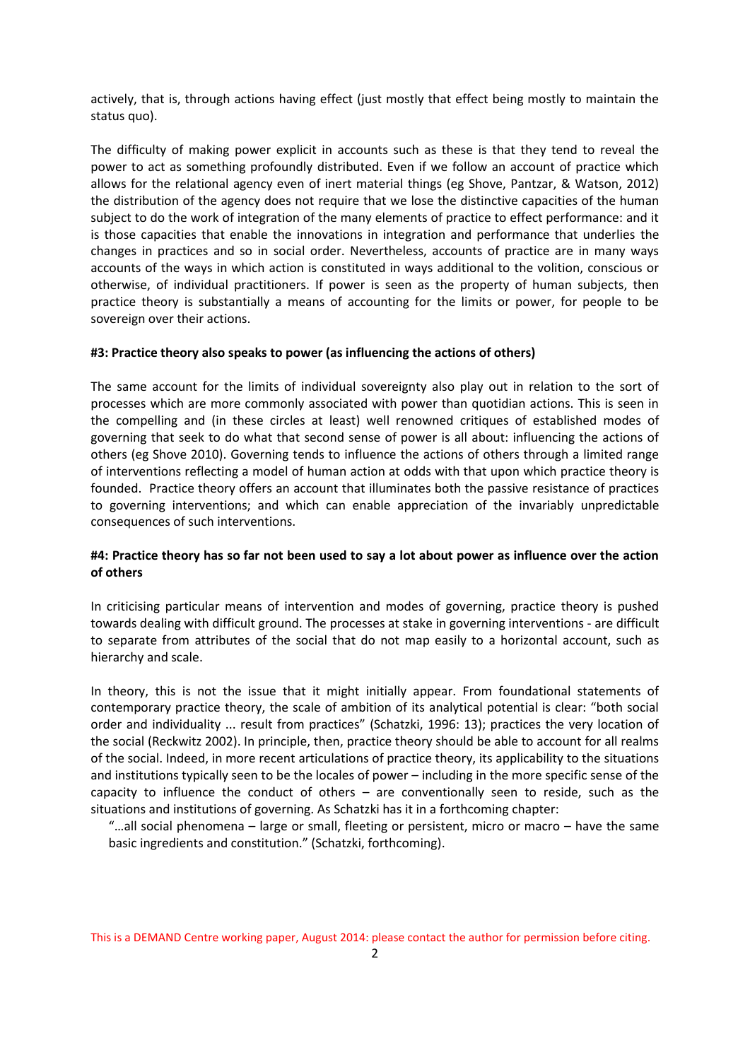actively, that is, through actions having effect (just mostly that effect being mostly to maintain the status quo).

The difficulty of making power explicit in accounts such as these is that they tend to reveal the power to act as something profoundly distributed. Even if we follow an account of practice which allows for the relational agency even of inert material things (eg Shove, Pantzar, & Watson, 2012) the distribution of the agency does not require that we lose the distinctive capacities of the human subject to do the work of integration of the many elements of practice to effect performance: and it is those capacities that enable the innovations in integration and performance that underlies the changes in practices and so in social order. Nevertheless, accounts of practice are in many ways accounts of the ways in which action is constituted in ways additional to the volition, conscious or otherwise, of individual practitioners. If power is seen as the property of human subjects, then practice theory is substantially a means of accounting for the limits or power, for people to be sovereign over their actions.

**#3: Practice theory also speaks to power (as influencing the actions of others)**

The same account for the limits of individual sovereignty also play out in relation to the sort of processes which are more commonly associated with power than quotidian actions. This is seen in the compelling and (in these circles at least) well renowned critiques of established modes of governing that seek to do what that second sense of power is all about: influencing the actions of others (eg Shove 2010). Governing tends to influence the actions of others through a limited range of interventions reflecting a model of human action at odds with that upon which practice theory is founded. Practice theory offers an account that illuminates both the passive resistance of practices to governing interventions; and which can enable appreciation of the invariably unpredictable consequences of such interventions.

**#4: Practice theory has so far not been used to say a lot about power as influence over the action of others**

In criticising particular means of intervention and modes of governing, practice theory is pushed towards dealing with difficult ground. The processes at stake in governing interventions - are difficult to separate from attributes of the social that do not map easily to a horizontal account, such as hierarchy and scale.

In theory, this is not the issue that it might initially appear. From foundational statements of contemporary practice theory, the scale of ambition of its analytical potential is clear: "both social order and individuality ... result from practices" (Schatzki, 1996: 13); practices the very location of the social (Reckwitz 2002). In principle, then, practice theory should be able to account for all realms of the social. Indeed, in more recent articulations of practice theory, its applicability to the situations and institutions typically seen to be the locales of power – including in the more specific sense of the capacity to influence the conduct of others – are conventionally seen to reside, such as the situations and institutions of governing. As Schatzki has it in a forthcoming chapter:

> "...all social phenomena – large or small, fleeting or persistent, micro or macro – have the same basic ingredients and constitution." (Schatzki, forthcoming).

This is a DEMAND Centre working paper, August 2014: please contact the author for permission before citing.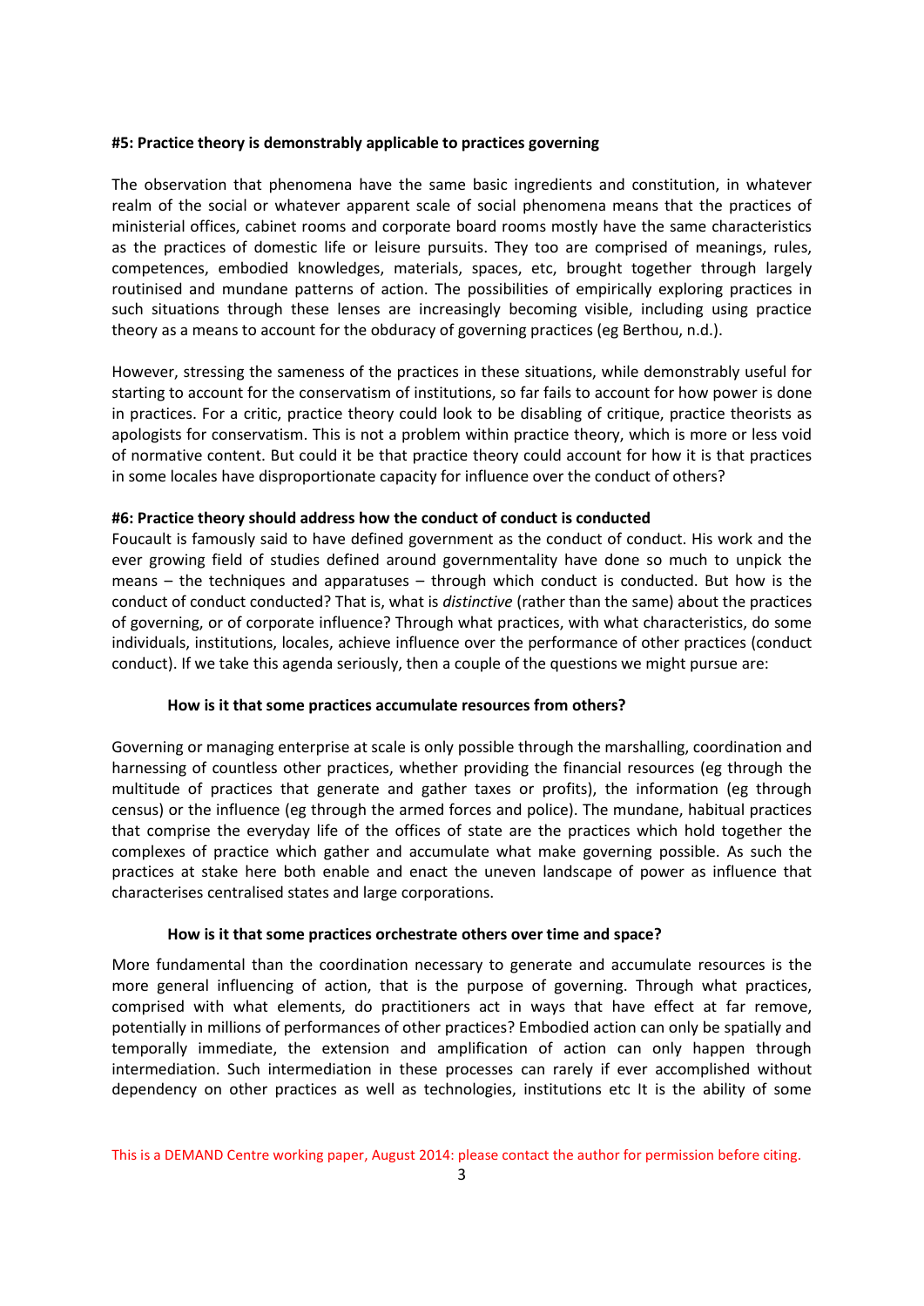#### #5: Practice theory is demonstrably applicable to practices governing

The observation that phenomena have the same basic ingredients and constitution, in whatever realm of the social or whatever apparent scale of social phenomena means that the practices of ministerial offices, cabinet rooms and corporate board rooms mostly have the same characteristics as the practices of domestic life or leisure pursuits. They too are comprised of meanings, rules, competences, embodied knowledges, materials, spaces, etc, brought together through largely routinised and mundane patterns of action. The possibilities of empirically exploring practices in such situations through these lenses are increasingly becoming visible, including using practice theory as a means to account for the obduracy of governing practices (eg Berthou, n.d.).

However, stressing the sameness of the practices in these situations, while demonstrably useful for starting to account for the conservatism of institutions, so far fails to account for how power is done in practices. For a critic, practice theory could look to be disabling of critique, practice theorists as apologists for conservatism. This is not a problem within practice theory, which is more or less void of normative content. But could it be that practice theory could account for how it is that practices in some locales have disproportionate capacity for influence over the conduct of others?

#### #6: Practice theory should address how the conduct of conduct is conducted

Foucault is famously said to have defined government as the conduct of conduct. His work and the ever growing field of studies defined around governmentality have done so much to unpick the means – the techniques and apparatuses – through which conduct is conducted. But how is the conduct of conduct conducted? That is, what is *distinctive* (rather than the same) about the practices of governing, or of corporate influence? Through what practices, with what characteristics, do some individuals, institutions, locales, achieve influence over the performance of other practices (conduct conduct). If we take this agenda seriously, then a couple of the questions we might pursue are:

**How is it that some practices accumulate resources from others?**

Governing or managing enterprise at scale is only possible through the marshalling, coordination and harnessing of countless other practices, whether providing the financial resources (eg through the multitude of practices that generate and gather taxes or profits), the information (eg through census) or the influence (eg through the armed forces and police). The mundane, habitual practices that comprise the everyday life of the offices of state are the practices which hold together the complexes of practice which gather and accumulate what make governing possible. As such the practices at stake here both enable and enact the uneven landscape of power as influence that characterises centralised states and large corporations.

**How is it that some practices orchestrate others over time and space?**

More fundamental than the coordination necessary to generate and accumulate resources is the more general influencing of action, that is the purpose of governing. Through what practices, comprised with what elements, do practitioners act in ways that have effect at far remove, potentially in millions of performances of other practices? Embodied action can only be spatially and temporally immediate, the extension and amplification of action can only happen through intermediation. Such intermediation in these processes can rarely if ever accomplished without dependency on other practices as well as technologies, institutions etc It is the ability of some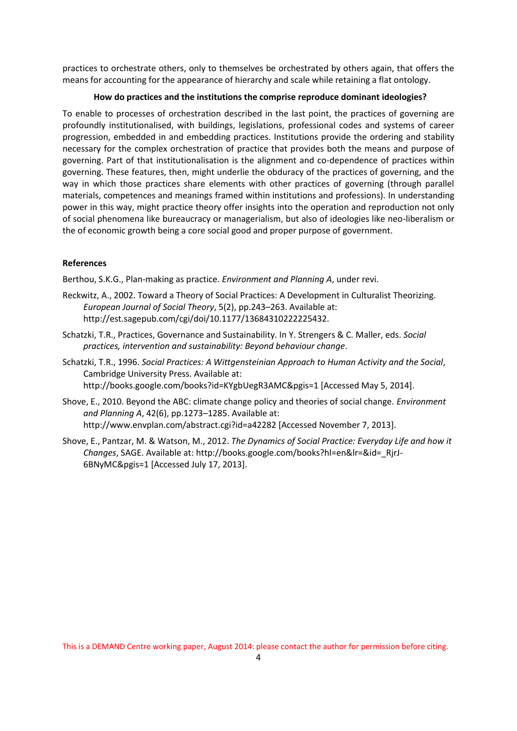practices to orchestrate others, only to themselves be orchestrated by others again, that offers the means for accounting for the appearance of hierarchy and scale while retaining a flat ontology.

**How do practices and the institutions the comprise reproduce dominant ideologies?**

To enable to processes of orchestration described in the last point, the practices of governing are profoundly institutionalised, with buildings, legislations, professional codes and systems of career progression, embedded in and embedding practices. Institutions provide the ordering and stability necessary for the complex orchestration of practice that provides both the means and purpose of governing. Part of that institutionalisation is the alignment and co-dependence of practices within governing. These features, then, might underlie the obduracy of the practices of governing, and the way in which those practices share elements with other practices of governing (through parallel materials, competences and meanings framed within institutions and professions). In understanding power in this way, might practice theory offer insights into the operation and reproduction not only of social phenomena like bureaucracy or managerialism, but also of ideologies like neo-liberalism or the of economic growth being a core social good and proper purpose of government.

**References**

Berthou, S.K.G., Plan-making as practice. *Environment and Planning A*, under revi.

Reckwitz, A., 2002. Toward a Theory of Social Practices: A Development in Culturalist Theorizing. *European Journal of Social Theory*, 5(2), pp.243–263. Available at: http://est.sagepub.com/cgi/doi/10.1177/13684310222225432.

Schatzki, T.R., Practices, Governance and Sustainability. In Y. Strengers & C. Maller, eds. *Social practices, intervention and sustainability: Beyond behaviour change*.

Schatzki, T.R., 1996. *Social Practices: A Wittgensteinian Approach to Human Activity and the Social*, Cambridge University Press. Available at: http://books.google.com/books?id=KYgbUegR3AMC&pgis=1 [Accessed May 5, 2014].

Shove, E., 2010. Beyond the ABC: climate change policy and theories of social change. *Environment and Planning A*, 42(6), pp.1273–1285. Available at: http://www.envplan.com/abstract.cgi?id=a42282 [Accessed November 7, 2013].

Shove, E., Pantzar, M. & Watson, M., 2012. *The Dynamics of Social Practice: Everyday Life and how it Changes*, SAGE. Available at: http://books.google.com/books?hl=en&lr=&id=_RjrJ-6BNyMC&pgis=1 [Accessed July 17, 2013].

This is a DEMAND Centre working paper, August 2014: please contact the author for permission before citing.